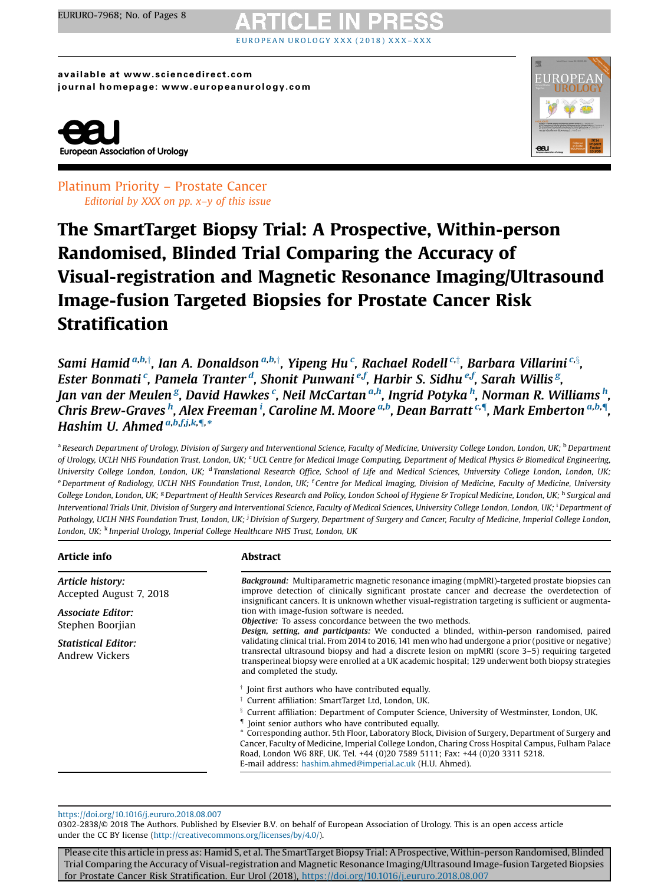Platinum Priority – Prostate Cancer

*Editorial by XXX on pp. x–y of this issue*

# The SmartTarget Biopsy Trial: A Prospective, Within-person Randomised, Blinded Trial Comparing the Accuracy of Visual-registration and Magnetic Resonance Imaging/Ultrasound Image-fusion Targeted Biopsies for Prostate Cancer Risk Stratification

*Sami Hamid* [a,b,†], *Ian A. Donaldson* [a,b,†], *Yipeng Hu* [c], *Rachael Rodell* [c,‡], *Barbara Villarini* [c,§], *Ester Bonmati* [c], *Pamela Tranter* [d], *Shonit Punwani* [e,f], *Harbir S. Sidhu* [e,f], *Sarah Willis* [g], *Jan van der Meulen* [g], *David Hawkes* [c], *Neil McCartan* [a,h], *Ingrid Potyka* [h], *Norman R. Williams* [h], *Chris Brew-Graves* [h], *Alex Freeman* [i], *Caroline M. Moore* [a,b], *Dean Barratt* [c,¶], *Mark Emberton* [a,b,¶], *Hashim U. Ahmed* [a,b,f,j,k,¶,*]

[a] Research Department of Urology, Division of Surgery and Interventional Science, Faculty of Medicine, University College London, London, UK; [b] Department of Urology, UCLH NHS Foundation Trust, London, UK; [c] UCL Centre for Medical Image Computing, Department of Medical Physics & Biomedical Engineering, University College London, London, UK; [d] Translational Research Office, School of Life and Medical Sciences, University College London, London, UK; [e] Department of Radiology, UCLH NHS Foundation Trust, London, UK; [f] Centre for Medical Imaging, Division of Medicine, Faculty of Medicine, University College London, London, UK; [g] Department of Health Services Research and Policy, London School of Hygiene & Tropical Medicine, London, UK; [h] Surgical and Interventional Trials Unit, Division of Surgery and Interventional Science, Faculty of Medical Sciences, University College London, London, UK; [i] Department of Pathology, UCLH NHS Foundation Trust, London, UK; [j] Division of Surgery, Department of Surgery and Cancer, Faculty of Medicine, Imperial College London, London, UK; [k] Imperial Urology, Imperial College Healthcare NHS Trust, London, UK

## Article info

*Article history:*
Accepted August 7, 2018

*Associate Editor:*
Stephen Boorjian

*Statistical Editor:*
Andrew Vickers

## Abstract

***Background:*** Multiparametric magnetic resonance imaging (mpMRI)-targeted prostate biopsies can improve detection of clinically significant prostate cancer and decrease the overdetection of insignificant cancers. It is unknown whether visual-registration targeting is sufficient or augmentation with image-fusion software is needed.

***Objective:*** To assess concordance between the two methods.

***Design, setting, and participants:*** We conducted a blinded, within-person randomised, paired validating clinical trial. From 2014 to 2016, 141 men who had undergone a prior (positive or negative) transrectal ultrasound biopsy and had a discrete lesion on mpMRI (score 3–5) requiring targeted transperineal biopsy were enrolled at a UK academic hospital; 129 underwent both biopsy strategies and completed the study.

[†] Joint first authors who have contributed equally.

[‡] Current affiliation: SmartTarget Ltd, London, UK.

[§] Current affiliation: Department of Computer Science, University of Westminster, London, UK.

[¶] Joint senior authors who have contributed equally.

[*] Corresponding author. 5th Floor, Laboratory Block, Division of Surgery, Department of Surgery and Cancer, Faculty of Medicine, Imperial College London, Charing Cross Hospital Campus, Fulham Palace Road, London W6 8RF, UK. Tel. +44 (0)20 7589 5111; Fax: +44 (0)20 3311 5218.
E-mail address: hashim.ahmed@imperial.ac.uk (H.U. Ahmed).

https://doi.org/10.1016/j.eururo.2018.08.007

0302-2838/© 2018 The Authors. Published by Elsevier B.V. on behalf of European Association of Urology. This is an open access article under the CC BY license (http://creativecommons.org/licenses/by/4.0/).

Please cite this article in press as: Hamid S, et al. The SmartTarget Biopsy Trial: A Prospective, Within-person Randomised, Blinded Trial Comparing the Accuracy of Visual-registration and Magnetic Resonance Imaging/Ultrasound Image-fusion Targeted Biopsies for Prostate Cancer Risk Stratification. Eur Urol (2018), https://doi.org/10.1016/j.eururo.2018.08.007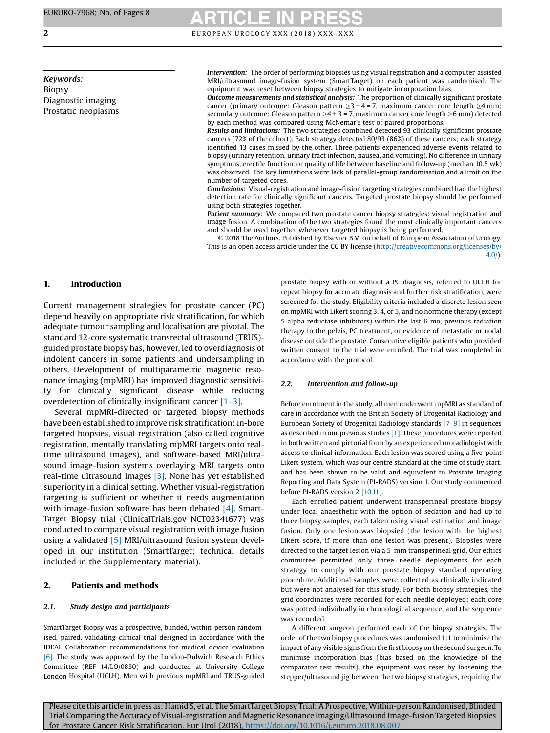**Keywords:**
Biopsy
Diagnostic imaging
Prostatic neoplasms

***Intervention:*** The order of performing biopsies using visual registration and a computer-assisted MRI/ultrasound image-fusion system (SmartTarget) on each patient was randomised. The equipment was reset between biopsy strategies to mitigate incorporation bias.

***Outcome measurements and statistical analysis:*** The proportion of clinically significant prostate cancer (primary outcome: Gleason pattern $\geq$3 + 4 = 7, maximum cancer core length $\geq$4 mm; secondary outcome: Gleason pattern $\geq$4 + 3 = 7, maximum cancer core length $\geq$6 mm) detected by each method was compared using McNemar's test of paired proportions.

***Results and limitations:*** The two strategies combined detected 93 clinically significant prostate cancers (72% of the cohort). Each strategy detected 80/93 (86%) of these cancers; each strategy identified 13 cases missed by the other. Three patients experienced adverse events related to biopsy (urinary retention, urinary tract infection, nausea, and vomiting). No difference in urinary symptoms, erectile function, or quality of life between baseline and follow-up (median 10.5 wk) was observed. The key limitations were lack of parallel-group randomisation and a limit on the number of targeted cores.

***Conclusions:*** Visual-registration and image-fusion targeting strategies combined had the highest detection rate for clinically significant cancers. Targeted prostate biopsy should be performed using both strategies together.

***Patient summary:*** We compared two prostate cancer biopsy strategies: visual registration and image fusion. A combination of the two strategies found the most clinically important cancers and should be used together whenever targeted biopsy is being performed.

© 2018 The Authors. Published by Elsevier B.V. on behalf of European Association of Urology. This is an open access article under the CC BY license (http://creativecommons.org/licenses/by/4.0/).

## 1. Introduction

Current management strategies for prostate cancer (PC) depend heavily on appropriate risk stratification, for which adequate tumour sampling and localisation are pivotal. The standard 12-core systematic transrectal ultrasound (TRUS)-guided prostate biopsy has, however, led to overdiagnosis of indolent cancers in some patients and undersampling in others. Development of multiparametric magnetic resonance imaging (mpMRI) has improved diagnostic sensitivity for clinically significant disease while reducing overdetection of clinically insignificant cancer [1–3].

Several mpMRI-directed or targeted biopsy methods have been established to improve risk stratification: in-bore targeted biopsies, visual registration (also called cognitive registration, mentally translating mpMRI targets onto real-time ultrasound images), and software-based MRI/ultrasound image-fusion systems overlaying MRI targets onto real-time ultrasound images [3]. None has yet established superiority in a clinical setting. Whether visual-registration targeting is sufficient or whether it needs augmentation with image-fusion software has been debated [4]. SmartTarget Biopsy trial (ClinicalTrials.gov NCT02341677) was conducted to compare visual registration with image fusion using a validated [5] MRI/ultrasound fusion system developed in our institution (SmartTarget; technical details included in the Supplementary material).

## 2. Patients and methods

### 2.1. Study design and participants

SmartTarget Biopsy was a prospective, blinded, within-person randomised, paired, validating clinical trial designed in accordance with the IDEAL Collaboration recommendations for medical device evaluation [6]. The study was approved by the London-Dulwich Research Ethics Committee (REF 14/LO/0830) and conducted at University College London Hospital (UCLH). Men with previous mpMRI and TRUS-guided prostate biopsy with or without a PC diagnosis, referred to UCLH for repeat biopsy for accurate diagnosis and further risk stratification, were screened for the study. Eligibility criteria included a discrete lesion seen on mpMRI with Likert scoring 3, 4, or 5, and no hormone therapy (except 5-alpha reductase inhibitors) within the last 6 mo, previous radiation therapy to the pelvis, PC treatment, or evidence of metastatic or nodal disease outside the prostate. Consecutive eligible patients who provided written consent to the trial were enrolled. The trial was completed in accordance with the protocol.

### 2.2. Intervention and follow-up

Before enrolment in the study, all men underwent mpMRI as standard of care in accordance with the British Society of Urogenital Radiology and European Society of Urogenital Radiology standards [7–9] in sequences as described in our previous studies [1]. These procedures were reported in both written and pictorial form by an experienced uroradiologist with access to clinical information. Each lesion was scored using a five-point Likert system, which was our centre standard at the time of study start, and has been shown to be valid and equivalent to Prostate Imaging Reporting and Data System (PI-RADS) version 1. Our study commenced before PI-RADS version 2 [10,11].

Each enrolled patient underwent transperineal prostate biopsy under local anaesthetic with the option of sedation and had up to three biopsy samples, each taken using visual estimation and image fusion. Only one lesion was biopsied (the lesion with the highest Likert score, if more than one lesion was present). Biopsies were directed to the target lesion via a 5-mm transperineal grid. Our ethics committee permitted only three needle deployments for each strategy to comply with our prostate biopsy standard operating procedure. Additional samples were collected as clinically indicated but were not analysed for this study. For both biopsy strategies, the grid coordinates were recorded for each needle deployed; each core was potted individually in chronological sequence, and the sequence was recorded.

A different surgeon performed each of the biopsy strategies. The order of the two biopsy procedures was randomised 1:1 to minimise the impact of any visible signs from the first biopsy on the second surgeon. To minimise incorporation bias (bias based on the knowledge of the comparator test results), the equipment was reset by loosening the stepper/ultrasound jig between the two biopsy strategies, requiring the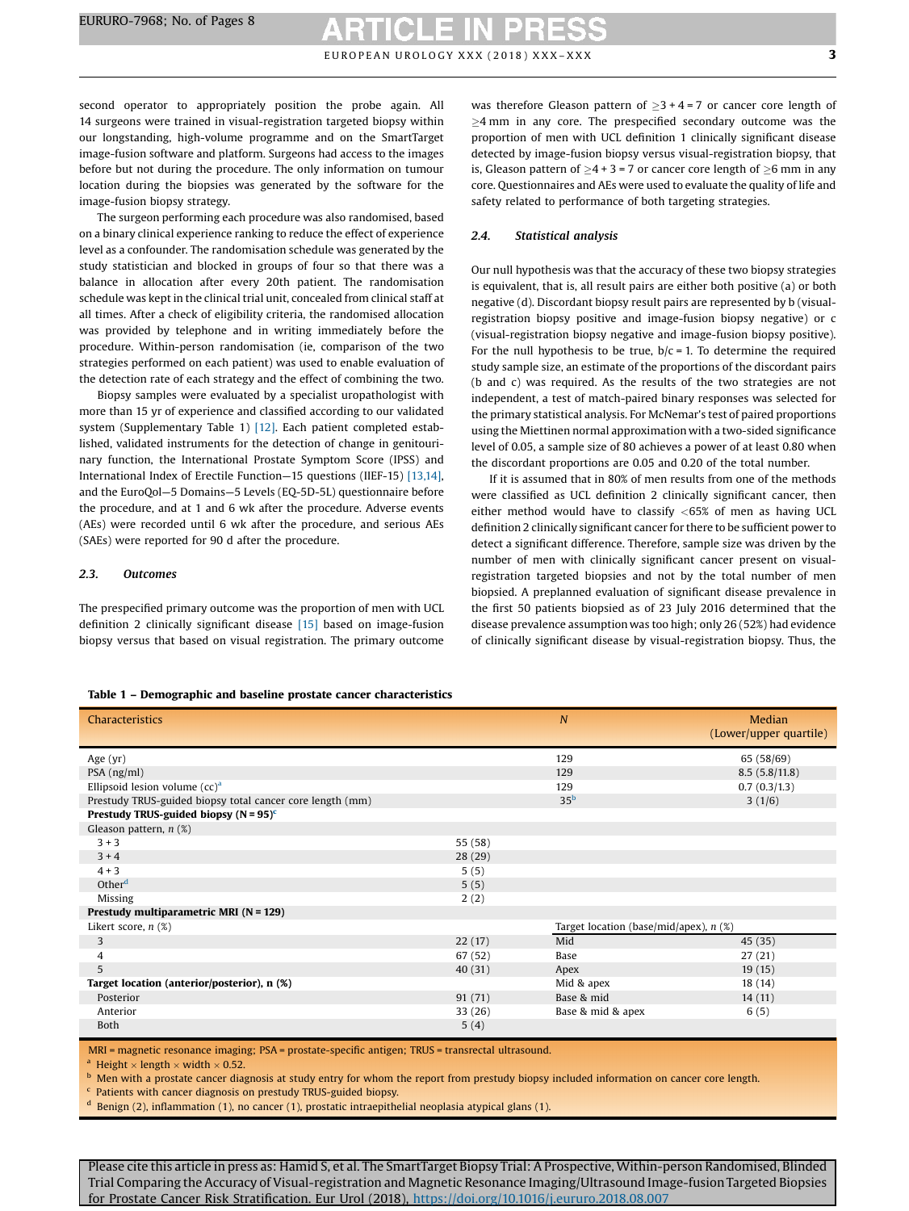second operator to appropriately position the probe again. All 14 surgeons were trained in visual-registration targeted biopsy within our longstanding, high-volume programme and on the SmartTarget image-fusion software and platform. Surgeons had access to the images before but not during the procedure. The only information on tumour location during the biopsies was generated by the software for the image-fusion biopsy strategy.

The surgeon performing each procedure was also randomised, based on a binary clinical experience ranking to reduce the effect of experience level as a confounder. The randomisation schedule was generated by the study statistician and blocked in groups of four so that there was a balance in allocation after every 20th patient. The randomisation schedule was kept in the clinical trial unit, concealed from clinical staff at all times. After a check of eligibility criteria, the randomised allocation was provided by telephone and in writing immediately before the procedure. Within-person randomisation (ie, comparison of the two strategies performed on each patient) was used to enable evaluation of the detection rate of each strategy and the effect of combining the two.

Biopsy samples were evaluated by a specialist uropathologist with more than 15 yr of experience and classified according to our validated system (Supplementary Table 1) [12]. Each patient completed established, validated instruments for the detection of change in genitourinary function, the International Prostate Symptom Score (IPSS) and International Index of Erectile Function—15 questions (IIEF-15) [13,14], and the EuroQol—5 Domains—5 Levels (EQ-5D-5L) questionnaire before the procedure, and at 1 and 6 wk after the procedure. Adverse events (AEs) were recorded until 6 wk after the procedure, and serious AEs (SAEs) were reported for 90 d after the procedure.

### 2.3. Outcomes

The prespecified primary outcome was the proportion of men with UCL definition 2 clinically significant disease [15] based on image-fusion biopsy versus that based on visual registration. The primary outcome was therefore Gleason pattern of ≥3 + 4 = 7 or cancer core length of ≥4 mm in any core. The prespecified secondary outcome was the proportion of men with UCL definition 1 clinically significant disease detected by image-fusion biopsy versus visual-registration biopsy, that is, Gleason pattern of ≥4 + 3 = 7 or cancer core length of ≥6 mm in any core. Questionnaires and AEs were used to evaluate the quality of life and safety related to performance of both targeting strategies.

### 2.4. Statistical analysis

Our null hypothesis was that the accuracy of these two biopsy strategies is equivalent, that is, all result pairs are either both positive (a) or both negative (d). Discordant biopsy result pairs are represented by b (visual-registration biopsy positive and image-fusion biopsy negative) or c (visual-registration biopsy negative and image-fusion biopsy positive). For the null hypothesis to be true, $b/c = 1$. To determine the required study sample size, an estimate of the proportions of the discordant pairs (b and c) was required. As the results of the two strategies are not independent, a test of match-paired binary responses was selected for the primary statistical analysis. For McNemar's test of paired proportions using the Miettinen normal approximation with a two-sided significance level of 0.05, a sample size of 80 achieves a power of at least 0.80 when the discordant proportions are 0.05 and 0.20 of the total number.

If it is assumed that in 80% of men results from one of the methods were classified as UCL definition 2 clinically significant cancer, then either method would have to classify <65% of men as having UCL definition 2 clinically significant cancer for there to be sufficient power to detect a significant difference. Therefore, sample size was driven by the number of men with clinically significant cancer present on visual-registration targeted biopsies and not by the total number of men biopsied. A preplanned evaluation of significant disease prevalence in the first 50 patients biopsied as of 23 July 2016 determined that the disease prevalence assumption was too high; only 26 (52%) had evidence of clinically significant disease by visual-registration biopsy. Thus, the

**Table 1 – Demographic and baseline prostate cancer characteristics**

| Characteristics | | *N* | Median (Lower/upper quartile) |
|---|---|---|---|
| Age (yr) | | 129 | 65 (58/69) |
| PSA (ng/ml) | | 129 | 8.5 (5.8/11.8) |
| Ellipsoid lesion volume (cc)[a] | | 129 | 0.7 (0.3/1.3) |
| Prestudy TRUS-guided biopsy total cancer core length (mm) | | 35[b] | 3 (1/6) |
| **Prestudy TRUS-guided biopsy (N = 95)**[c] | | | |
| Gleason pattern, *n* (%) | | | |
| 3 + 3 | 55 (58) | | |
| 3 + 4 | 28 (29) | | |
| 4 + 3 | 5 (5) | | |
| Other[d] | 5 (5) | | |
| Missing | 2 (2) | | |
| **Prestudy multiparametric MRI (N = 129)** | | | |
| Likert score, *n* (%) | | Target location (base/mid/apex), *n* (%) | |
| 3 | 22 (17) | Mid | 45 (35) |
| 4 | 67 (52) | Base | 27 (21) |
| 5 | 40 (31) | Apex | 19 (15) |
| **Target location (anterior/posterior), n (%)** | | Mid & apex | 18 (14) |
| Posterior | 91 (71) | Base & mid | 14 (11) |
| Anterior | 33 (26) | Base & mid & apex | 6 (5) |
| Both | 5 (4) | | |

MRI = magnetic resonance imaging; PSA = prostate-specific antigen; TRUS = transrectal ultrasound.
[a] Height × length × width × 0.52.
[b] Men with a prostate cancer diagnosis at study entry for whom the report from prestudy biopsy included information on cancer core length.
[c] Patients with cancer diagnosis on prestudy TRUS-guided biopsy.
[d] Benign (2), inflammation (1), no cancer (1), prostatic intraepithelial neoplasia atypical glans (1).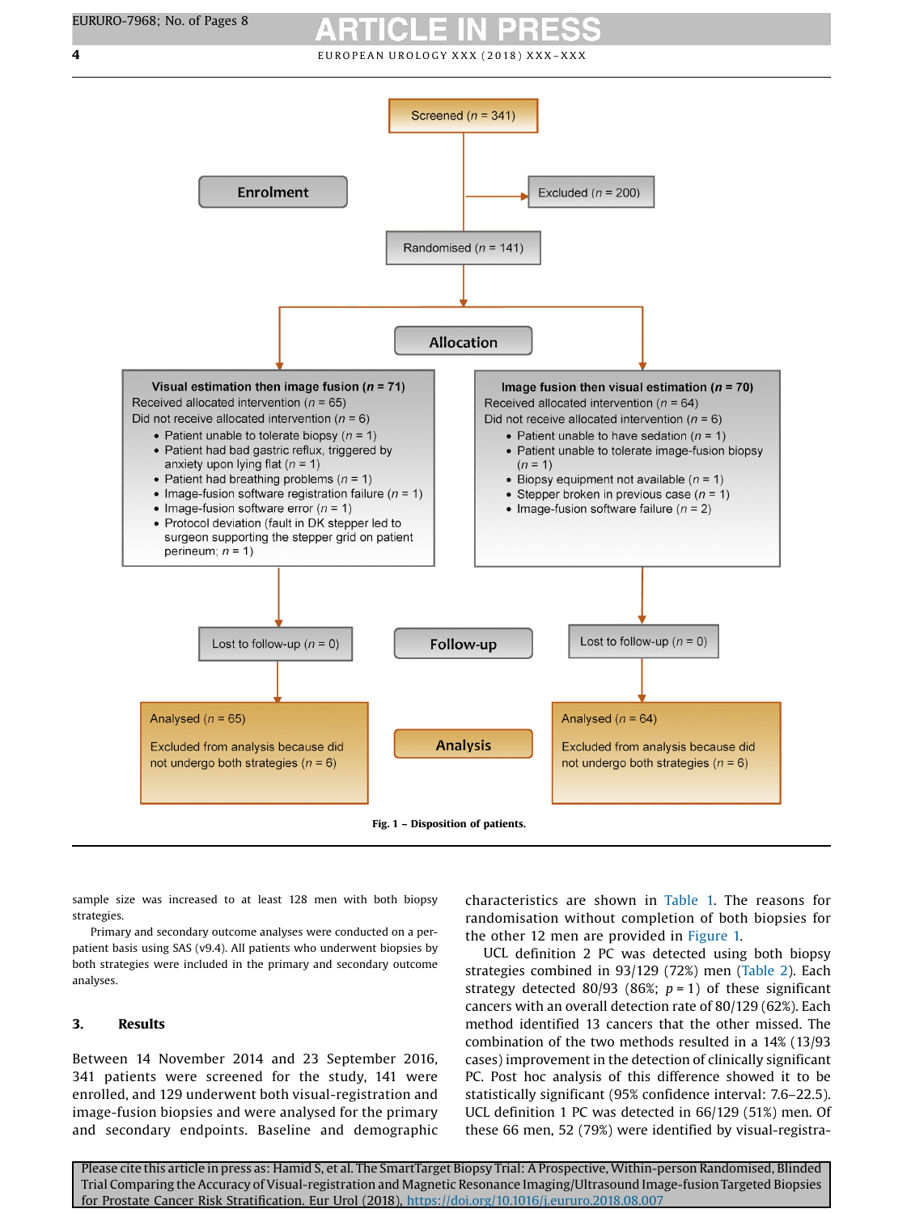Screened ($n$ = 341)

Enrolment

Excluded ($n$ = 200)

Randomised ($n$ = 141)

Allocation

**Visual estimation then image fusion ($n$ = 71)**
Received allocated intervention ($n$ = 65)
Did not receive allocated intervention ($n$ = 6)

- Patient unable to tolerate biopsy ($n$ = 1)
- Patient had bad gastric reflux, triggered by anxiety upon lying flat ($n$ = 1)
- Patient had breathing problems ($n$ = 1)
- Image-fusion software registration failure ($n$ = 1)
- Image-fusion software error ($n$ = 1)
- Protocol deviation (fault in DK stepper led to surgeon supporting the stepper grid on patient perineum; $n$ = 1)

**Image fusion then visual estimation ($n$ = 70)**
Received allocated intervention ($n$ = 64)
Did not receive allocated intervention ($n$ = 6)

- Patient unable to have sedation ($n$ = 1)
- Patient unable to tolerate image-fusion biopsy ($n$ = 1)
- Biopsy equipment not available ($n$ = 1)
- Stepper broken in previous case ($n$ = 1)
- Image-fusion software failure ($n$ = 2)

Follow-up

Lost to follow-up ($n$ = 0)

Lost to follow-up ($n$ = 0)

Analysis

Analysed ($n$ = 65)

Excluded from analysis because did not undergo both strategies ($n$ = 6)

Analysed ($n$ = 64)

Excluded from analysis because did not undergo both strategies ($n$ = 6)

**Fig. 1 – Disposition of patients.**

sample size was increased to at least 128 men with both biopsy strategies.

Primary and secondary outcome analyses were conducted on a per-patient basis using SAS (v9.4). All patients who underwent biopsies by both strategies were included in the primary and secondary outcome analyses.

## 3. Results

Between 14 November 2014 and 23 September 2016, 341 patients were screened for the study, 141 were enrolled, and 129 underwent both visual-registration and image-fusion biopsies and were analysed for the primary and secondary endpoints. Baseline and demographic characteristics are shown in Table 1. The reasons for randomisation without completion of both biopsies for the other 12 men are provided in Figure 1.

UCL definition 2 PC was detected using both biopsy strategies combined in 93/129 (72%) men (Table 2). Each strategy detected 80/93 (86%; $p = 1$) of these significant cancers with an overall detection rate of 80/129 (62%). Each method identified 13 cancers that the other missed. The combination of the two methods resulted in a 14% (13/93 cases) improvement in the detection of clinically significant PC. Post hoc analysis of this difference showed it to be statistically significant (95% confidence interval: 7.6–22.5). UCL definition 1 PC was detected in 66/129 (51%) men. Of these 66 men, 52 (79%) were identified by visual-registra-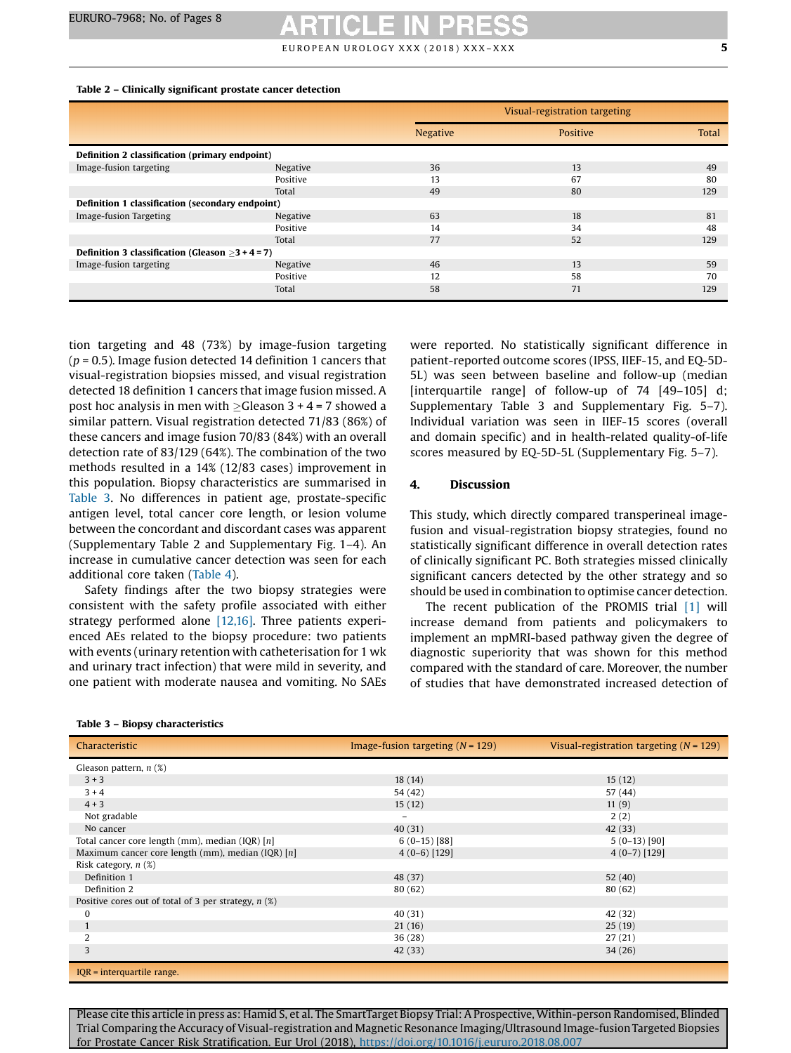Table 2 – Clinically significant prostate cancer detection

| | | Visual-registration targeting | | |
|---|---|---|---|---|
| | | Negative | Positive | Total |
| **Definition 2 classification (primary endpoint)** | | | | |
| Image-fusion targeting | Negative | 36 | 13 | 49 |
| | Positive | 13 | 67 | 80 |
| | Total | 49 | 80 | 129 |
| **Definition 1 classification (secondary endpoint)** | | | | |
| Image-fusion Targeting | Negative | 63 | 18 | 81 |
| | Positive | 14 | 34 | 48 |
| | Total | 77 | 52 | 129 |
| **Definition 3 classification (Gleason ≥3 + 4 = 7)** | | | | |
| Image-fusion targeting | Negative | 46 | 13 | 59 |
| | Positive | 12 | 58 | 70 |
| | Total | 58 | 71 | 129 |

tion targeting and 48 (73%) by image-fusion targeting ($p = 0.5$). Image fusion detected 14 definition 1 cancers that visual-registration biopsies missed, and visual registration detected 18 definition 1 cancers that image fusion missed. A post hoc analysis in men with ≥Gleason 3 + 4 = 7 showed a similar pattern. Visual registration detected 71/83 (86%) of these cancers and image fusion 70/83 (84%) with an overall detection rate of 83/129 (64%). The combination of the two methods resulted in a 14% (12/83 cases) improvement in this population. Biopsy characteristics are summarised in Table 3. No differences in patient age, prostate-specific antigen level, total cancer core length, or lesion volume between the concordant and discordant cases was apparent (Supplementary Table 2 and Supplementary Fig. 1–4). An increase in cumulative cancer detection was seen for each additional core taken (Table 4).

Safety findings after the two biopsy strategies were consistent with the safety profile associated with either strategy performed alone [12,16]. Three patients experienced AEs related to the biopsy procedure: two patients with events (urinary retention with catheterisation for 1 wk and urinary tract infection) that were mild in severity, and one patient with moderate nausea and vomiting. No SAEs were reported. No statistically significant difference in patient-reported outcome scores (IPSS, IIEF-15, and EQ-5D-5L) was seen between baseline and follow-up (median [interquartile range] of follow-up of 74 [49–105] d; Supplementary Table 3 and Supplementary Fig. 5–7). Individual variation was seen in IIEF-15 scores (overall and domain specific) and in health-related quality-of-life scores measured by EQ-5D-5L (Supplementary Fig. 5–7).

## 4. Discussion

This study, which directly compared transperineal image-fusion and visual-registration biopsy strategies, found no statistically significant difference in overall detection rates of clinically significant PC. Both strategies missed clinically significant cancers detected by the other strategy and so should be used in combination to optimise cancer detection.

The recent publication of the PROMIS trial [1] will increase demand from patients and policymakers to implement an mpMRI-based pathway given the degree of diagnostic superiority that was shown for this method compared with the standard of care. Moreover, the number of studies that have demonstrated increased detection of

Table 3 – Biopsy characteristics

| Characteristic | Image-fusion targeting ($N = 129$) | Visual-registration targeting ($N = 129$) |
|---|---|---|
| Gleason pattern, *n* (%) | | |
| 3 + 3 | 18 (14) | 15 (12) |
| 3 + 4 | 54 (42) | 57 (44) |
| 4 + 3 | 15 (12) | 11 (9) |
| Not gradable | – | 2 (2) |
| No cancer | 40 (31) | 42 (33) |
| Total cancer core length (mm), median (IQR) [*n*] | 6 (0–15) [88] | 5 (0–13) [90] |
| Maximum cancer core length (mm), median (IQR) [*n*] | 4 (0–6) [129] | 4 (0–7) [129] |
| Risk category, *n* (%) | | |
| Definition 1 | 48 (37) | 52 (40) |
| Definition 2 | 80 (62) | 80 (62) |
| Positive cores out of total of 3 per strategy, *n* (%) | | |
| 0 | 40 (31) | 42 (32) |
| 1 | 21 (16) | 25 (19) |
| 2 | 36 (28) | 27 (21) |
| 3 | 42 (33) | 34 (26) |

IQR = interquartile range.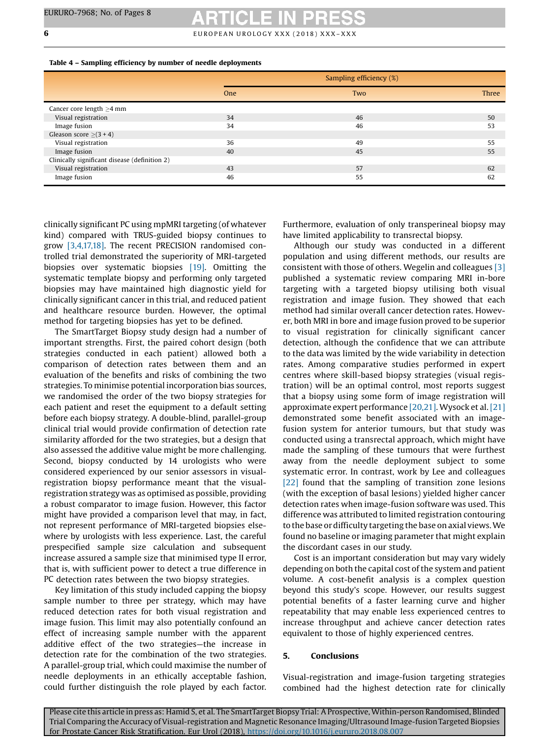**Table 4 – Sampling efficiency by number of needle deployments**

| | Sampling efficiency (%) | | |
|---|---|---|---|
| | One | Two | Three |
| Cancer core length ≥4 mm | | | |
| Visual registration | 34 | 46 | 50 |
| Image fusion | 34 | 46 | 53 |
| Gleason score ≥(3 + 4) | | | |
| Visual registration | 36 | 49 | 55 |
| Image fusion | 40 | 45 | 55 |
| Clinically significant disease (definition 2) | | | |
| Visual registration | 43 | 57 | 62 |
| Image fusion | 46 | 55 | 62 |

clinically significant PC using mpMRI targeting (of whatever kind) compared with TRUS-guided biopsy continues to grow [3,4,17,18]. The recent PRECISION randomised controlled trial demonstrated the superiority of MRI-targeted biopsies over systematic biopsies [19]. Omitting the systematic template biopsy and performing only targeted biopsies may have maintained high diagnostic yield for clinically significant cancer in this trial, and reduced patient and healthcare resource burden. However, the optimal method for targeting biopsies has yet to be defined.

The SmartTarget Biopsy study design had a number of important strengths. First, the paired cohort design (both strategies conducted in each patient) allowed both a comparison of detection rates between them and an evaluation of the benefits and risks of combining the two strategies. To minimise potential incorporation bias sources, we randomised the order of the two biopsy strategies for each patient and reset the equipment to a default setting before each biopsy strategy. A double-blind, parallel-group clinical trial would provide confirmation of detection rate similarity afforded for the two strategies, but a design that also assessed the additive value might be more challenging. Second, biopsy conducted by 14 urologists who were considered experienced by our senior assessors in visual-registration biopsy performance meant that the visual-registration strategy was as optimised as possible, providing a robust comparator to image fusion. However, this factor might have provided a comparison level that may, in fact, not represent performance of MRI-targeted biopsies elsewhere by urologists with less experience. Last, the careful prespecified sample size calculation and subsequent increase assured a sample size that minimised type II error, that is, with sufficient power to detect a true difference in PC detection rates between the two biopsy strategies.

Key limitation of this study included capping the biopsy sample number to three per strategy, which may have reduced detection rates for both visual registration and image fusion. This limit may also potentially confound an effect of increasing sample number with the apparent additive effect of the two strategies—the increase in detection rate for the combination of the two strategies. A parallel-group trial, which could maximise the number of needle deployments in an ethically acceptable fashion, could further distinguish the role played by each factor. Furthermore, evaluation of only transperineal biopsy may have limited applicability to transrectal biopsy.

Although our study was conducted in a different population and using different methods, our results are consistent with those of others. Wegelin and colleagues [3] published a systematic review comparing MRI in-bore targeting with a targeted biopsy utilising both visual registration and image fusion. They showed that each method had similar overall cancer detection rates. However, both MRI in bore and image fusion proved to be superior to visual registration for clinically significant cancer detection, although the confidence that we can attribute to the data was limited by the wide variability in detection rates. Among comparative studies performed in expert centres where skill-based biopsy strategies (visual registration) will be an optimal control, most reports suggest that a biopsy using some form of image registration will approximate expert performance [20,21]. Wysock et al. [21] demonstrated some benefit associated with an image-fusion system for anterior tumours, but that study was conducted using a transrectal approach, which might have made the sampling of these tumours that were furthest away from the needle deployment subject to some systematic error. In contrast, work by Lee and colleagues [22] found that the sampling of transition zone lesions (with the exception of basal lesions) yielded higher cancer detection rates when image-fusion software was used. This difference was attributed to limited registration contouring to the base or difficulty targeting the base on axial views. We found no baseline or imaging parameter that might explain the discordant cases in our study.

Cost is an important consideration but may vary widely depending on both the capital cost of the system and patient volume. A cost-benefit analysis is a complex question beyond this study's scope. However, our results suggest potential benefits of a faster learning curve and higher repeatability that may enable less experienced centres to increase throughput and achieve cancer detection rates equivalent to those of highly experienced centres.

## 5. Conclusions

Visual-registration and image-fusion targeting strategies combined had the highest detection rate for clinically

Please cite this article in press as: Hamid S, et al. The SmartTarget Biopsy Trial: A Prospective, Within-person Randomised, Blinded Trial Comparing the Accuracy of Visual-registration and Magnetic Resonance Imaging/Ultrasound Image-fusion Targeted Biopsies for Prostate Cancer Risk Stratification. Eur Urol (2018), https://doi.org/10.1016/j.eururo.2018.08.007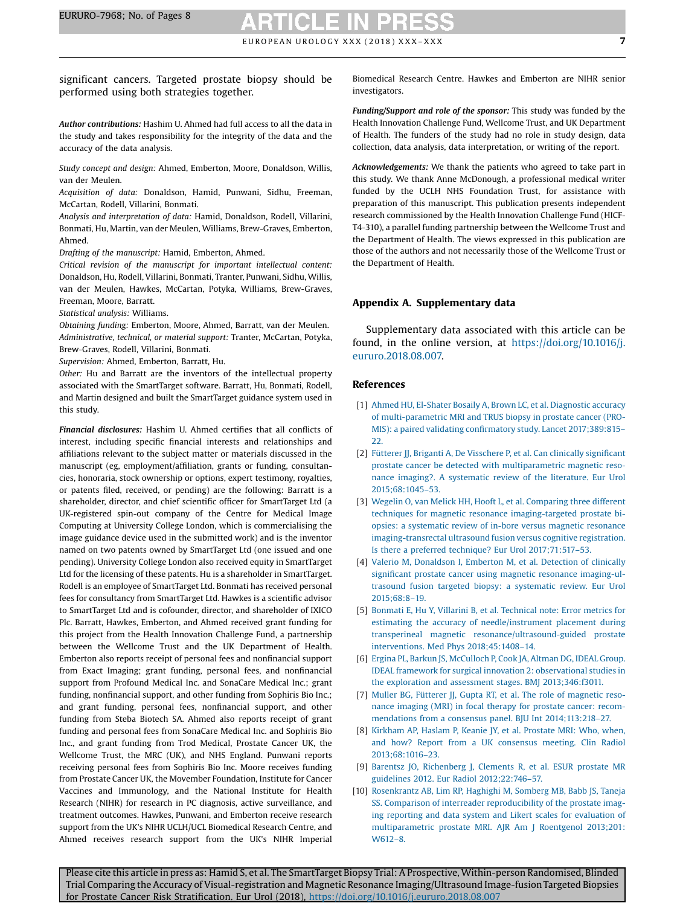significant cancers. Targeted prostate biopsy should be performed using both strategies together.

***Author contributions:*** Hashim U. Ahmed had full access to all the data in the study and takes responsibility for the integrity of the data and the accuracy of the data analysis.

*Study concept and design:* Ahmed, Emberton, Moore, Donaldson, Willis, van der Meulen.

*Acquisition of data:* Donaldson, Hamid, Punwani, Sidhu, Freeman, McCartan, Rodell, Villarini, Bonmati.

*Analysis and interpretation of data:* Hamid, Donaldson, Rodell, Villarini, Bonmati, Hu, Martin, van der Meulen, Williams, Brew-Graves, Emberton, Ahmed.

*Drafting of the manuscript:* Hamid, Emberton, Ahmed.

*Critical revision of the manuscript for important intellectual content:* Donaldson, Hu, Rodell, Villarini, Bonmati, Tranter, Punwani, Sidhu, Willis, van der Meulen, Hawkes, McCartan, Potyka, Williams, Brew-Graves, Freeman, Moore, Barratt.

*Statistical analysis:* Williams.

*Obtaining funding:* Emberton, Moore, Ahmed, Barratt, van der Meulen.

*Administrative, technical, or material support:* Tranter, McCartan, Potyka, Brew-Graves, Rodell, Villarini, Bonmati.

*Supervision:* Ahmed, Emberton, Barratt, Hu.

*Other:* Hu and Barratt are the inventors of the intellectual property associated with the SmartTarget software. Barratt, Hu, Bonmati, Rodell, and Martin designed and built the SmartTarget guidance system used in this study.

***Financial disclosures:*** Hashim U. Ahmed certifies that all conflicts of interest, including specific financial interests and relationships and affiliations relevant to the subject matter or materials discussed in the manuscript (eg, employment/affiliation, grants or funding, consultancies, honoraria, stock ownership or options, expert testimony, royalties, or patents filed, received, or pending) are the following: Barratt is a shareholder, director, and chief scientific officer for SmartTarget Ltd (a UK-registered spin-out company of the Centre for Medical Image Computing at University College London, which is commercialising the image guidance device used in the submitted work) and is the inventor named on two patents owned by SmartTarget Ltd (one issued and one pending). University College London also received equity in SmartTarget Ltd for the licensing of these patents. Hu is a shareholder in SmartTarget. Rodell is an employee of SmartTarget Ltd. Bonmati has received personal fees for consultancy from SmartTarget Ltd. Hawkes is a scientific advisor to SmartTarget Ltd and is cofounder, director, and shareholder of IXICO Plc. Barratt, Hawkes, Emberton, and Ahmed received grant funding for this project from the Health Innovation Challenge Fund, a partnership between the Wellcome Trust and the UK Department of Health. Emberton also reports receipt of personal fees and nonfinancial support from Exact Imaging; grant funding, personal fees, and nonfinancial support from Profound Medical Inc. and SonaCare Medical Inc.; grant funding, nonfinancial support, and other funding from Sophiris Bio Inc.; and grant funding, personal fees, nonfinancial support, and other funding from Steba Biotech SA. Ahmed also reports receipt of grant funding and personal fees from SonaCare Medical Inc. and Sophiris Bio Inc., and grant funding from Trod Medical, Prostate Cancer UK, the Wellcome Trust, the MRC (UK), and NHS England. Punwani reports receiving personal fees from Sophiris Bio Inc. Moore receives funding from Prostate Cancer UK, the Movember Foundation, Institute for Cancer Vaccines and Immunology, and the National Institute for Health Research (NIHR) for research in PC diagnosis, active surveillance, and treatment outcomes. Hawkes, Punwani, and Emberton receive research support from the UK's NIHR UCLH/UCL Biomedical Research Centre, and Ahmed receives research support from the UK's NIHR Imperial Biomedical Research Centre. Hawkes and Emberton are NIHR senior investigators.

***Funding/Support and role of the sponsor:*** This study was funded by the Health Innovation Challenge Fund, Wellcome Trust, and UK Department of Health. The funders of the study had no role in study design, data collection, data analysis, data interpretation, or writing of the report.

***Acknowledgements:*** We thank the patients who agreed to take part in this study. We thank Anne McDonough, a professional medical writer funded by the UCLH NHS Foundation Trust, for assistance with preparation of this manuscript. This publication presents independent research commissioned by the Health Innovation Challenge Fund (HICF-T4-310), a parallel funding partnership between the Wellcome Trust and the Department of Health. The views expressed in this publication are those of the authors and not necessarily those of the Wellcome Trust or the Department of Health.

## Appendix A. Supplementary data

Supplementary data associated with this article can be found, in the online version, at https://doi.org/10.1016/j.eururo.2018.08.007.

## References

[1] Ahmed HU, El-Shater Bosaily A, Brown LC, et al. Diagnostic accuracy of multi-parametric MRI and TRUS biopsy in prostate cancer (PROMIS): a paired validating confirmatory study. Lancet 2017;389:815–22.

[2] Fütterer JJ, Briganti A, De Visschere P, et al. Can clinically significant prostate cancer be detected with multiparametric magnetic resonance imaging?. A systematic review of the literature. Eur Urol 2015;68:1045–53.

[3] Wegelin O, van Melick HH, Hooft L, et al. Comparing three different techniques for magnetic resonance imaging-targeted prostate biopsies: a systematic review of in-bore versus magnetic resonance imaging-transrectal ultrasound fusion versus cognitive registration. Is there a preferred technique? Eur Urol 2017;71:517–53.

[4] Valerio M, Donaldson I, Emberton M, et al. Detection of clinically significant prostate cancer using magnetic resonance imaging-ultrasound fusion targeted biopsy: a systematic review. Eur Urol 2015;68:8–19.

[5] Bonmati E, Hu Y, Villarini B, et al. Technical note: Error metrics for estimating the accuracy of needle/instrument placement during transperineal magnetic resonance/ultrasound-guided prostate interventions. Med Phys 2018;45:1408–14.

[6] Ergina PL, Barkun JS, McCulloch P, Cook JA, Altman DG, IDEAL Group. IDEAL framework for surgical innovation 2: observational studies in the exploration and assessment stages. BMJ 2013;346:f3011.

[7] Muller BG, Fütterer JJ, Gupta RT, et al. The role of magnetic resonance imaging (MRI) in focal therapy for prostate cancer: recommendations from a consensus panel. BJU Int 2014;113:218–27.

[8] Kirkham AP, Haslam P, Keanie JY, et al. Prostate MRI: Who, when, and how? Report from a UK consensus meeting. Clin Radiol 2013;68:1016–23.

[9] Barentsz JO, Richenberg J, Clements R, et al. ESUR prostate MR guidelines 2012. Eur Radiol 2012;22:746–57.

[10] Rosenkrantz AB, Lim RP, Haghighi M, Somberg MB, Babb JS, Taneja SS. Comparison of interreader reproducibility of the prostate imaging reporting and data system and Likert scales for evaluation of multiparametric prostate MRI. AJR Am J Roentgenol 2013;201:W612–8.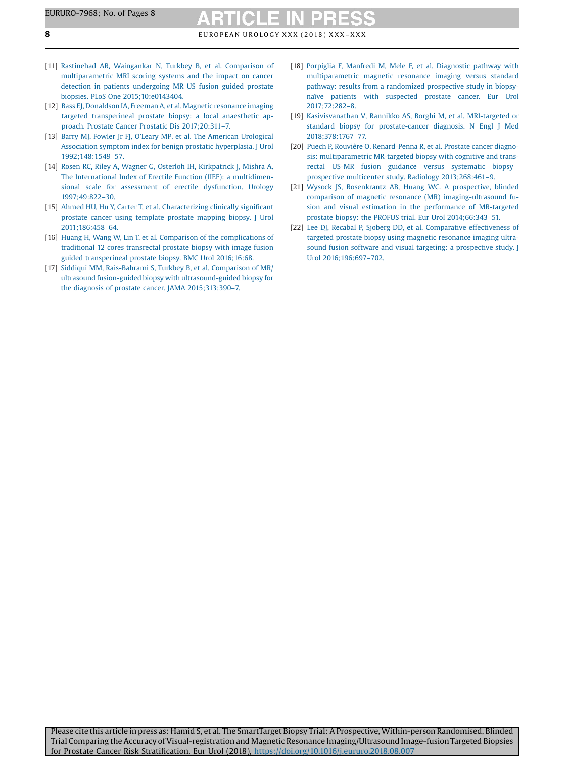[11] Rastinehad AR, Waingankar N, Turkbey B, et al. Comparison of multiparametric MRI scoring systems and the impact on cancer detection in patients undergoing MR US fusion guided prostate biopsies. PLoS One 2015;10:e0143404.

[12] Bass EJ, Donaldson IA, Freeman A, et al. Magnetic resonance imaging targeted transperineal prostate biopsy: a local anaesthetic approach. Prostate Cancer Prostatic Dis 2017;20:311–7.

[13] Barry MJ, Fowler Jr FJ, O'Leary MP, et al. The American Urological Association symptom index for benign prostatic hyperplasia. J Urol 1992;148:1549–57.

[14] Rosen RC, Riley A, Wagner G, Osterloh IH, Kirkpatrick J, Mishra A. The International Index of Erectile Function (IIEF): a multidimensional scale for assessment of erectile dysfunction. Urology 1997;49:822–30.

[15] Ahmed HU, Hu Y, Carter T, et al. Characterizing clinically significant prostate cancer using template prostate mapping biopsy. J Urol 2011;186:458–64.

[16] Huang H, Wang W, Lin T, et al. Comparison of the complications of traditional 12 cores transrectal prostate biopsy with image fusion guided transperineal prostate biopsy. BMC Urol 2016;16:68.

[17] Siddiqui MM, Rais-Bahrami S, Turkbey B, et al. Comparison of MR/ultrasound fusion-guided biopsy with ultrasound-guided biopsy for the diagnosis of prostate cancer. JAMA 2015;313:390–7.

[18] Porpiglia F, Manfredi M, Mele F, et al. Diagnostic pathway with multiparametric magnetic resonance imaging versus standard pathway: results from a randomized prospective study in biopsy-naïve patients with suspected prostate cancer. Eur Urol 2017;72:282–8.

[19] Kasivisvanathan V, Rannikko AS, Borghi M, et al. MRI-targeted or standard biopsy for prostate-cancer diagnosis. N Engl J Med 2018;378:1767–77.

[20] Puech P, Rouvière O, Renard-Penna R, et al. Prostate cancer diagnosis: multiparametric MR-targeted biopsy with cognitive and transrectal US-MR fusion guidance versus systematic biopsy—prospective multicenter study. Radiology 2013;268:461–9.

[21] Wysock JS, Rosenkrantz AB, Huang WC. A prospective, blinded comparison of magnetic resonance (MR) imaging-ultrasound fusion and visual estimation in the performance of MR-targeted prostate biopsy: the PROFUS trial. Eur Urol 2014;66:343–51.

[22] Lee DJ, Recabal P, Sjoberg DD, et al. Comparative effectiveness of targeted prostate biopsy using magnetic resonance imaging ultrasound fusion software and visual targeting: a prospective study. J Urol 2016;196:697–702.